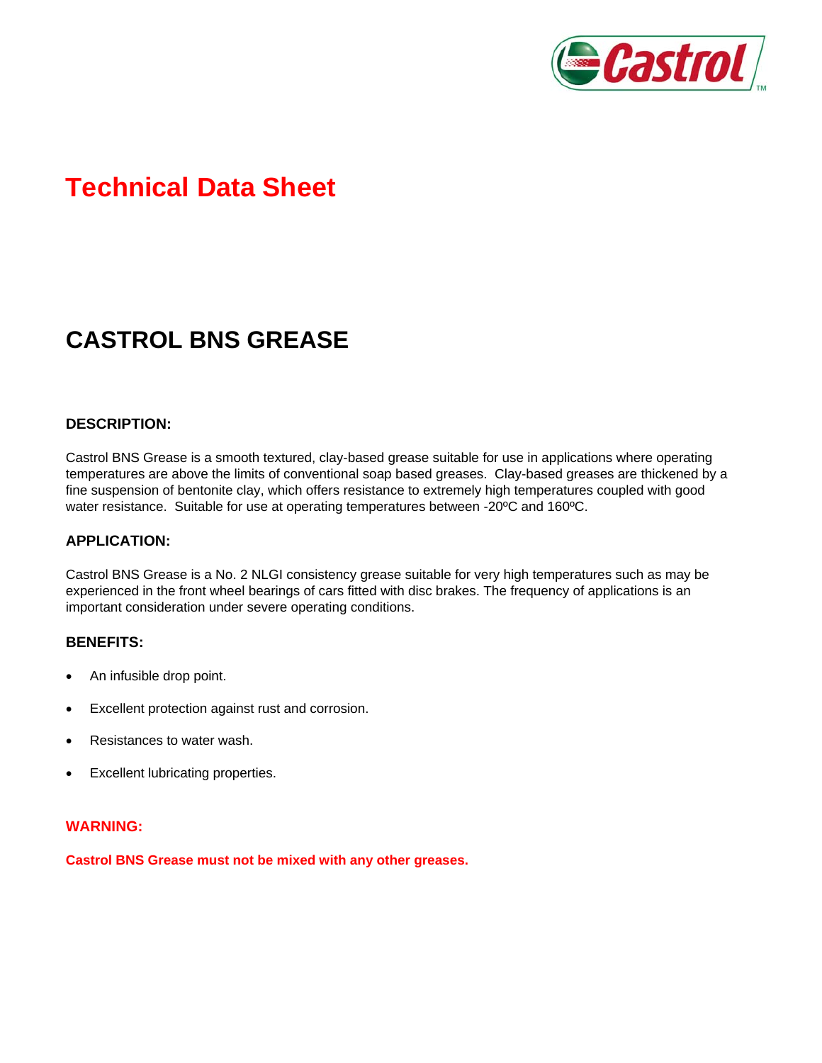# Technical Data Sheet

## CASTROL BNS GREASE

### DESCRIPTION:

Castrol BNS Grease is a smooth textured, clay-based grease suitable for use in applications where operating temperatures are above the limits of conventional soap based greases. Clay-based greases are thickened by a fine suspension of bentonite clay, which offers resistance to extremely high temperatures coupled with good water resistance. Suitable for use at operating temperatures between -20ºC and 160ºC.

### APPLICATION:

Castrol BNS Grease is a No. 2 NLGI consistency grease suitable for very high temperatures such as may be experienced in the front wheel bearings of cars fitted with disc brakes. The frequency of applications is an important consideration under severe operating conditions.

### BENEFITS:

- An infusible drop point.
- Excellent protection against rust and corrosion.
- Resistances to water wash.
- Excellent lubricating properties.

### WARNING:

**Castrol BNS Grease must not be mixed with any other greases.**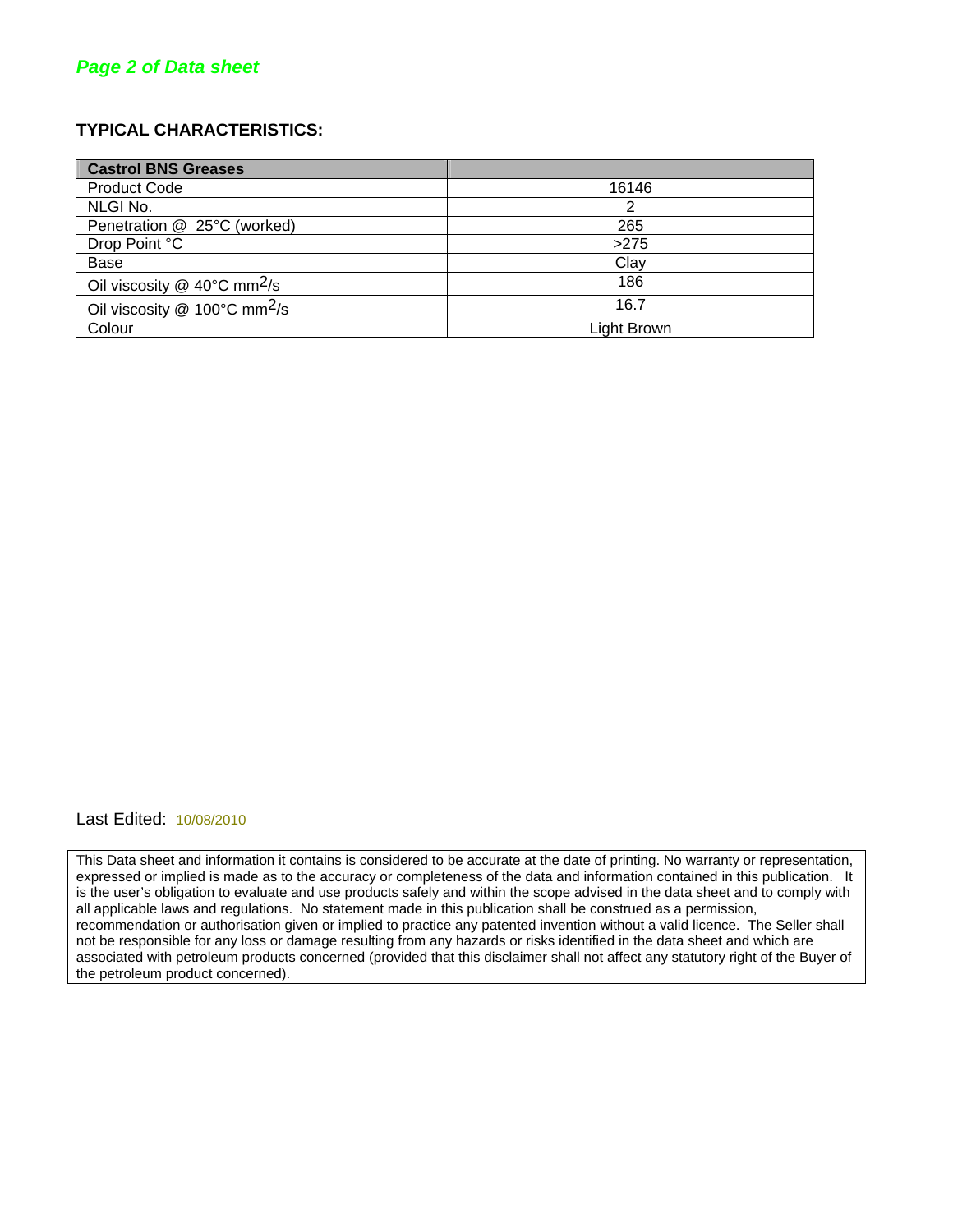*Page 2 of Data sheet*

## TYPICAL CHARACTERISTICS:

| Castrol BNS Greases | |
|---|---|
| Product Code | 16146 |
| NLGI No. | 2 |
| Penetration @ 25°C (worked) | 265 |
| Drop Point °C | >275 |
| Base | Clay |
| Oil viscosity @ 40°C $mm^2/s$ | 186 |
| Oil viscosity @ 100°C $mm^2/s$ | 16.7 |
| Colour | Light Brown |

Last Edited: 10/08/2010

This Data sheet and information it contains is considered to be accurate at the date of printing. No warranty or representation, expressed or implied is made as to the accuracy or completeness of the data and information contained in this publication. It is the user's obligation to evaluate and use products safely and within the scope advised in the data sheet and to comply with all applicable laws and regulations. No statement made in this publication shall be construed as a permission, recommendation or authorisation given or implied to practice any patented invention without a valid licence. The Seller shall not be responsible for any loss or damage resulting from any hazards or risks identified in the data sheet and which are associated with petroleum products concerned (provided that this disclaimer shall not affect any statutory right of the Buyer of the petroleum product concerned).